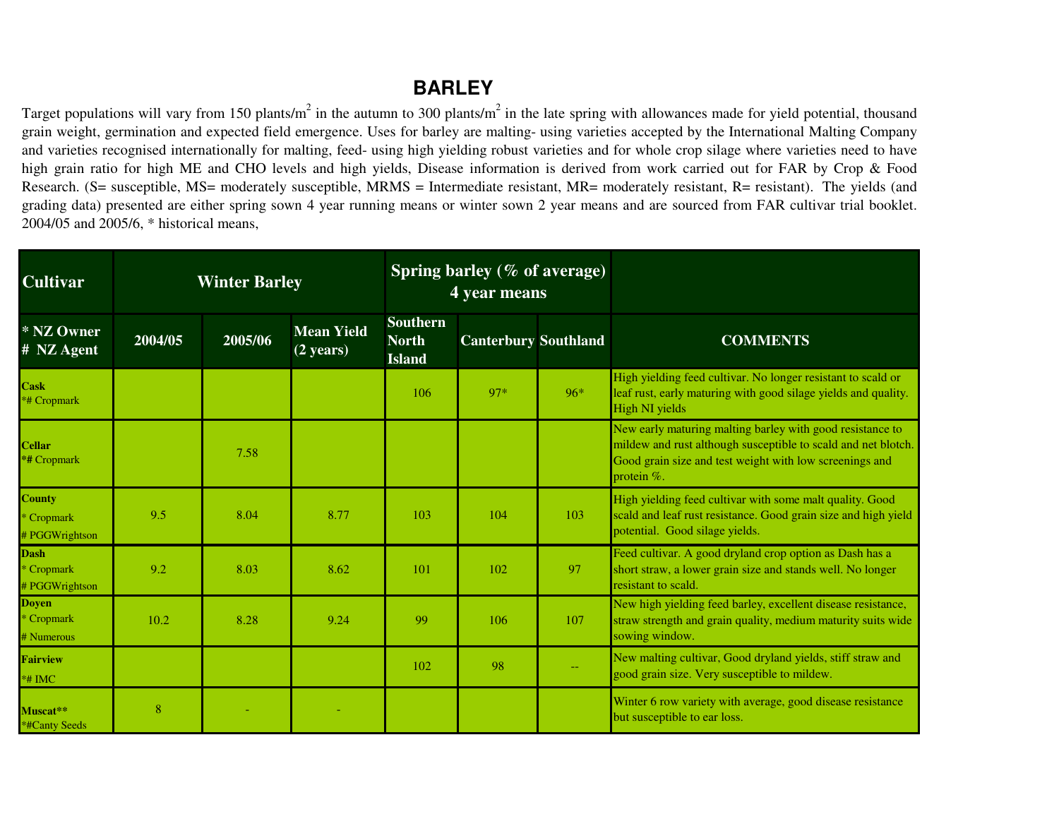# BARLEY

Target populations will vary from 150 plants/m$^2$ in the autumn to 300 plants/m$^2$ in the late spring with allowances made for yield potential, thousand grain weight, germination and expected field emergence. Uses for barley are malting- using varieties accepted by the International Malting Company and varieties recognised internationally for malting, feed- using high yielding robust varieties and for whole crop silage where varieties need to have high grain ratio for high ME and CHO levels and high yields, Disease information is derived from work carried out for FAR by Crop & Food Research. (S= susceptible, MS= moderately susceptible, MRMS = Intermediate resistant, MR= moderately resistant, R= resistant). The yields (and grading data) presented are either spring sown 4 year running means or winter sown 2 year means and are sourced from FAR cultivar trial booklet. 2004/05 and 2005/6, * historical means,

| Cultivar | Winter Barley | | | Spring barley (% of average) 4 year means | | | |
|---|---|---|---|---|---|---|---|
| * NZ Owner<br># NZ Agent | 2004/05 | 2005/06 | Mean Yield (2 years) | Southern North Island | Canterbury | Southland | COMMENTS |
| **Cask**<br>*# Cropmark | | | | 106 | 97* | 96* | High yielding feed cultivar. No longer resistant to scald or leaf rust, early maturing with good silage yields and quality. High NI yields |
| **Cellar**<br>*# Cropmark | | 7.58 | | | | | New early maturing malting barley with good resistance to mildew and rust although susceptible to scald and net blotch. Good grain size and test weight with low screenings and protein %. |
| **County**<br>* Cropmark<br># PGGWrightson | 9.5 | 8.04 | 8.77 | 103 | 104 | 103 | High yielding feed cultivar with some malt quality. Good scald and leaf rust resistance. Good grain size and high yield potential. Good silage yields. |
| **Dash**<br>* Cropmark<br># PGGWrightson | 9.2 | 8.03 | 8.62 | 101 | 102 | 97 | Feed cultivar. A good dryland crop option as Dash has a short straw, a lower grain size and stands well. No longer resistant to scald. |
| **Doyen**<br>* Cropmark<br># Numerous | 10.2 | 8.28 | 9.24 | 99 | 106 | 107 | New high yielding feed barley, excellent disease resistance, straw strength and grain quality, medium maturity suits wide sowing window. |
| **Fairview**<br>*# IMC | | | | 102 | 98 | -- | New malting cultivar, Good dryland yields, stiff straw and good grain size. Very susceptible to mildew. |
| **Muscat****<br>*#Canty Seeds | 8 | - | - | | | | Winter 6 row variety with average, good disease resistance but susceptible to ear loss. |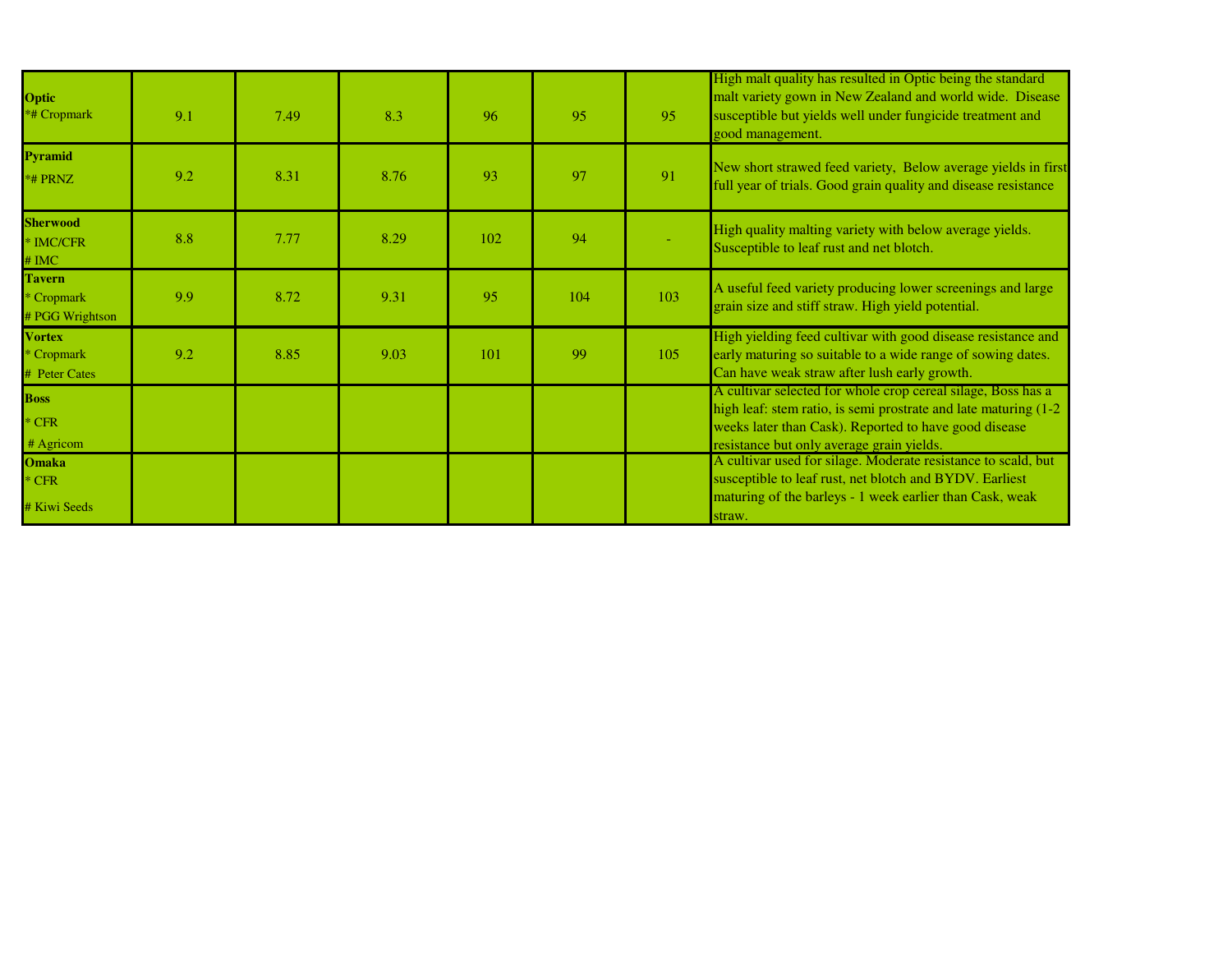| | | | | | | | |
|---|---|---|---|---|---|---|---|
| **Optic**<br>*# Cropmark | 9.1 | 7.49 | 8.3 | 96 | 95 | 95 | High malt quality has resulted in Optic being the standard malt variety gown in New Zealand and world wide. Disease susceptible but yields well under fungicide treatment and good management. |
| **Pyramid**<br>*# PRNZ | 9.2 | 8.31 | 8.76 | 93 | 97 | 91 | New short strawed feed variety, Below average yields in first full year of trials. Good grain quality and disease resistance |
| **Sherwood**<br>* IMC/CFR<br># IMC | 8.8 | 7.77 | 8.29 | 102 | 94 | - | High quality malting variety with below average yields. Susceptible to leaf rust and net blotch. |
| **Tavern**<br>* Cropmark<br># PGG Wrightson | 9.9 | 8.72 | 9.31 | 95 | 104 | 103 | A useful feed variety producing lower screenings and large grain size and stiff straw. High yield potential. |
| **Vortex**<br>* Cropmark<br># Peter Cates | 9.2 | 8.85 | 9.03 | 101 | 99 | 105 | High yielding feed cultivar with good disease resistance and early maturing so suitable to a wide range of sowing dates. Can have weak straw after lush early growth. |
| **Boss**<br>* CFR<br># Agricom | | | | | | | A cultivar selected for whole crop cereal silage, Boss has a high leaf: stem ratio, is semi prostrate and late maturing (1-2 weeks later than Cask). Reported to have good disease resistance but only average grain yields. |
| **Omaka**<br>* CFR<br># Kiwi Seeds | | | | | | | A cultivar used for silage. Moderate resistance to scald, but susceptible to leaf rust, net blotch and BYDV. Earliest maturing of the barleys - 1 week earlier than Cask, weak straw. |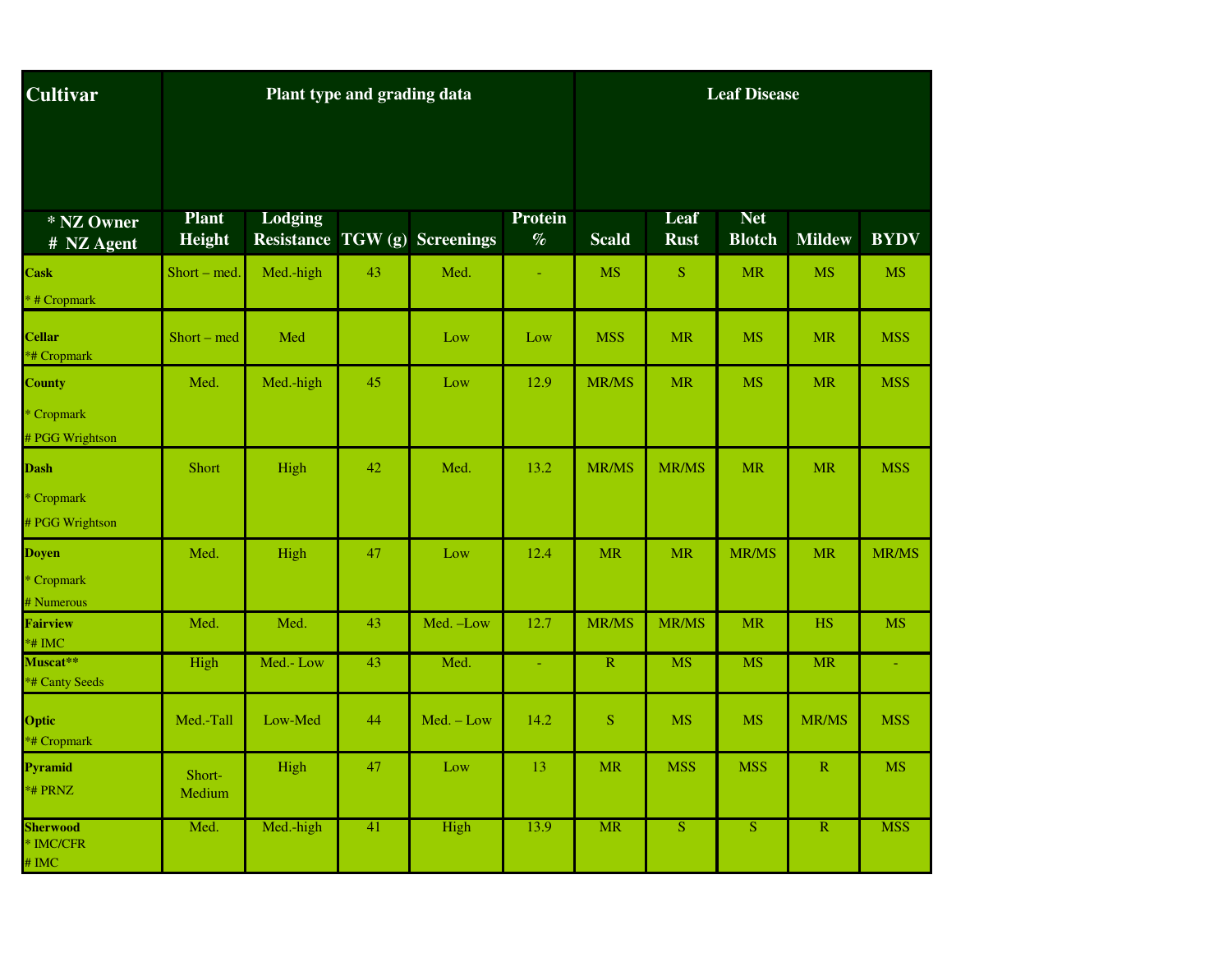| Cultivar | Plant type and grading data | | | | | Leaf Disease | | | | |
|---|---|---|---|---|---|---|---|---|---|---|
| * NZ Owner<br># NZ Agent | Plant Height | Lodging Resistance | TGW (g) | Screenings | Protein % | Scald | Leaf Rust | Net Blotch | Mildew | BYDV |
| **Cask**<br>* # Cropmark | Short – med. | Med.-high | 43 | Med. | - | MS | S | MR | MS | MS |
| **Cellar**<br>*# Cropmark | Short – med | Med | | Low | Low | MSS | MR | MS | MR | MSS |
| **County**<br>* Cropmark<br># PGG Wrightson | Med. | Med.-high | 45 | Low | 12.9 | MR/MS | MR | MS | MR | MSS |
| **Dash**<br>* Cropmark<br># PGG Wrightson | Short | High | 42 | Med. | 13.2 | MR/MS | MR/MS | MR | MR | MSS |
| **Doyen**<br>* Cropmark<br># Numerous | Med. | High | 47 | Low | 12.4 | MR | MR | MR/MS | MR | MR/MS |
| **Fairview**<br>*# IMC | Med. | Med. | 43 | Med. –Low | 12.7 | MR/MS | MR/MS | MR | HS | MS |
| **Muscat****<br>*# Canty Seeds | High | Med.- Low | 43 | Med. | - | R | MS | MS | MR | - |
| **Optic**<br>*# Cropmark | Med.-Tall | Low-Med | 44 | Med. – Low | 14.2 | S | MS | MS | MR/MS | MSS |
| **Pyramid**<br>*# PRNZ | Short-Medium | High | 47 | Low | 13 | MR | MSS | MSS | R | MS |
| **Sherwood**<br>* IMC/CFR<br># IMC | Med. | Med.-high | 41 | High | 13.9 | MR | S | S | R | MSS |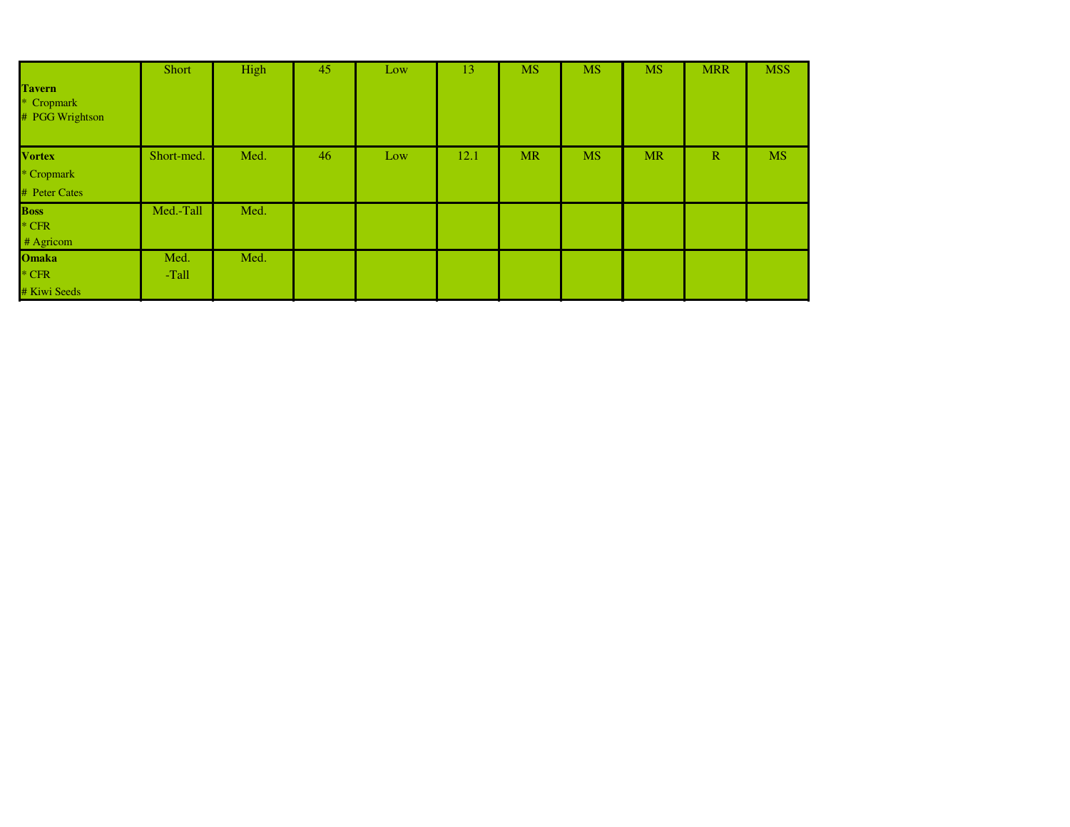| | | | | | | | | | | |
|---|---|---|---|---|---|---|---|---|---|---|
| **Tavern**<br>* Cropmark<br># PGG Wrightson | Short | High | 45 | Low | 13 | MS | MS | MS | MRR | MSS |
| **Vortex**<br>* Cropmark<br># Peter Cates | Short-med. | Med. | 46 | Low | 12.1 | MR | MS | MR | R | MS |
| **Boss**<br>* CFR<br># Agricom | Med.-Tall | Med. | | | | | | | | |
| **Omaka**<br>* CFR<br># Kiwi Seeds | Med.<br>-Tall | Med. | | | | | | | | |